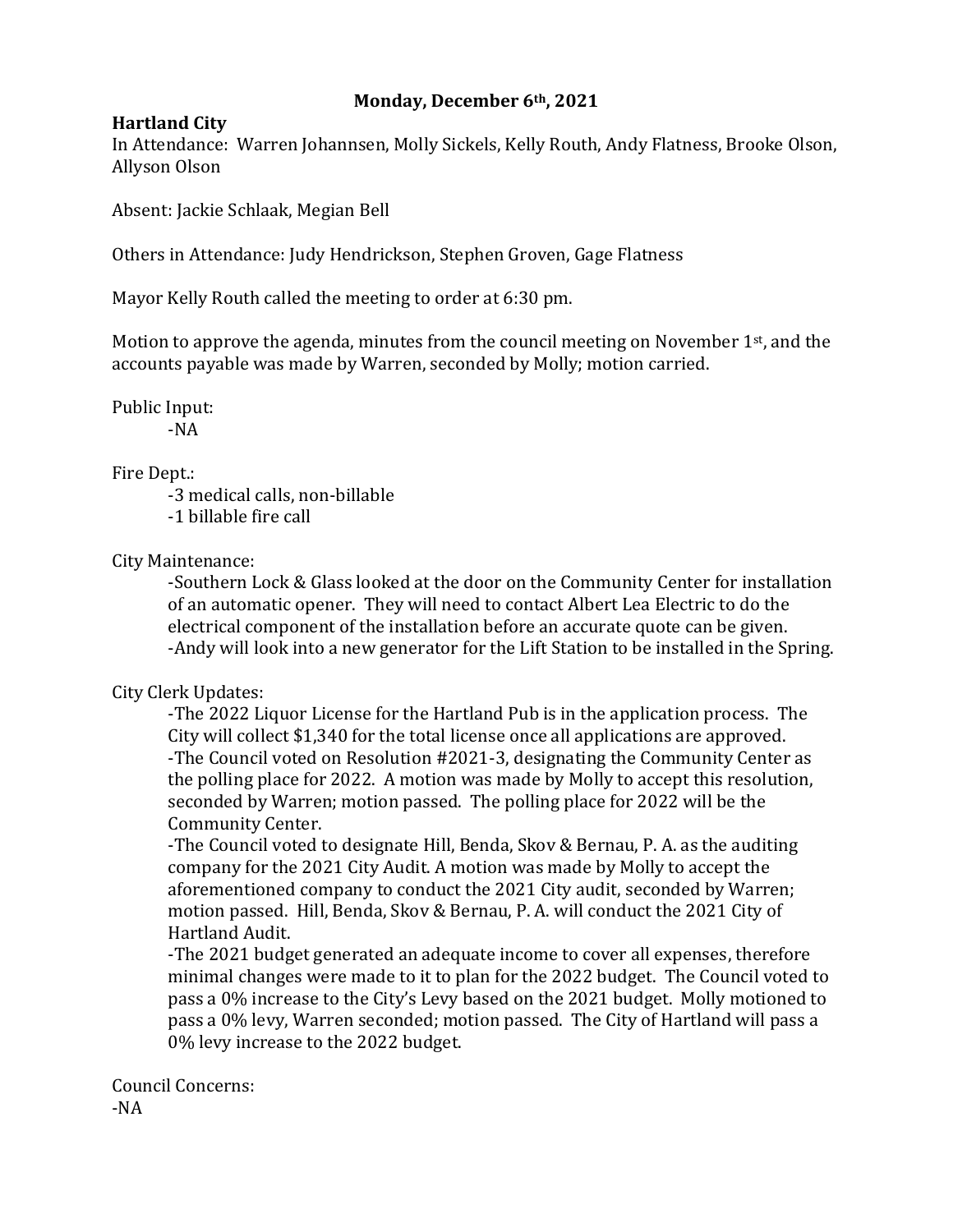**Monday, December 6th, 2021**

**Hartland City**

In Attendance: Warren Johannsen, Molly Sickels, Kelly Routh, Andy Flatness, Brooke Olson, Allyson Olson

Absent: Jackie Schlaak, Megian Bell

Others in Attendance: Judy Hendrickson, Stephen Groven, Gage Flatness

Mayor Kelly Routh called the meeting to order at 6:30 pm.

Motion to approve the agenda, minutes from the council meeting on November 1st, and the accounts payable was made by Warren, seconded by Molly; motion carried.

Public Input:

-NA

Fire Dept.:

-3 medical calls, non-billable
-1 billable fire call

City Maintenance:

-Southern Lock & Glass looked at the door on the Community Center for installation of an automatic opener. They will need to contact Albert Lea Electric to do the electrical component of the installation before an accurate quote can be given.
-Andy will look into a new generator for the Lift Station to be installed in the Spring.

City Clerk Updates:

-The 2022 Liquor License for the Hartland Pub is in the application process. The City will collect $1,340 for the total license once all applications are approved.
-The Council voted on Resolution #2021-3, designating the Community Center as the polling place for 2022. A motion was made by Molly to accept this resolution, seconded by Warren; motion passed. The polling place for 2022 will be the Community Center.
-The Council voted to designate Hill, Benda, Skov & Bernau, P. A. as the auditing company for the 2021 City Audit. A motion was made by Molly to accept the aforementioned company to conduct the 2021 City audit, seconded by Warren; motion passed. Hill, Benda, Skov & Bernau, P. A. will conduct the 2021 City of Hartland Audit.
-The 2021 budget generated an adequate income to cover all expenses, therefore minimal changes were made to it to plan for the 2022 budget. The Council voted to pass a 0% increase to the City's Levy based on the 2021 budget. Molly motioned to pass a 0% levy, Warren seconded; motion passed. The City of Hartland will pass a 0% levy increase to the 2022 budget.

Council Concerns:
-NA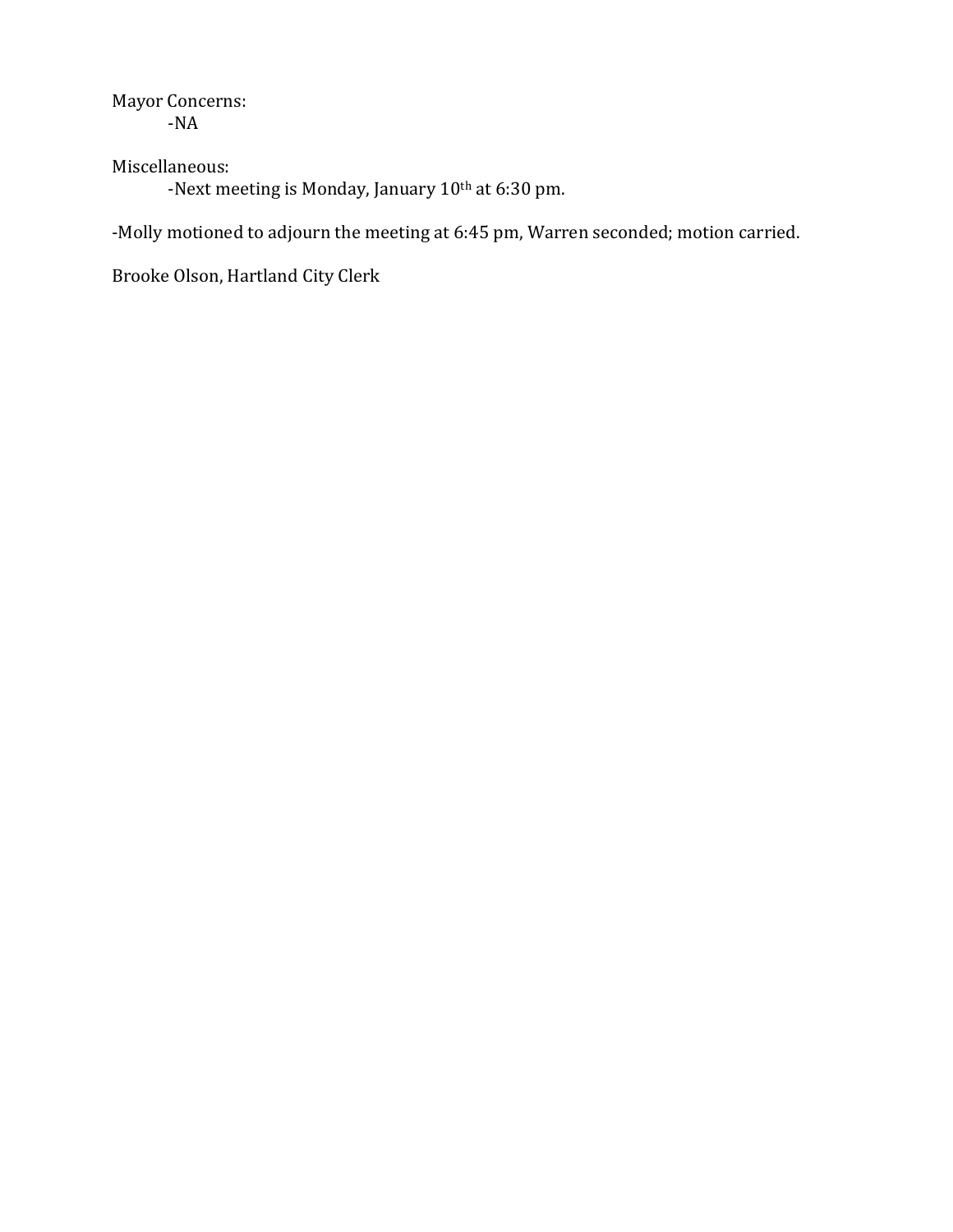Mayor Concerns:

-NA

Miscellaneous:

-Next meeting is Monday, January 10th at 6:30 pm.

-Molly motioned to adjourn the meeting at 6:45 pm, Warren seconded; motion carried.

Brooke Olson, Hartland City Clerk